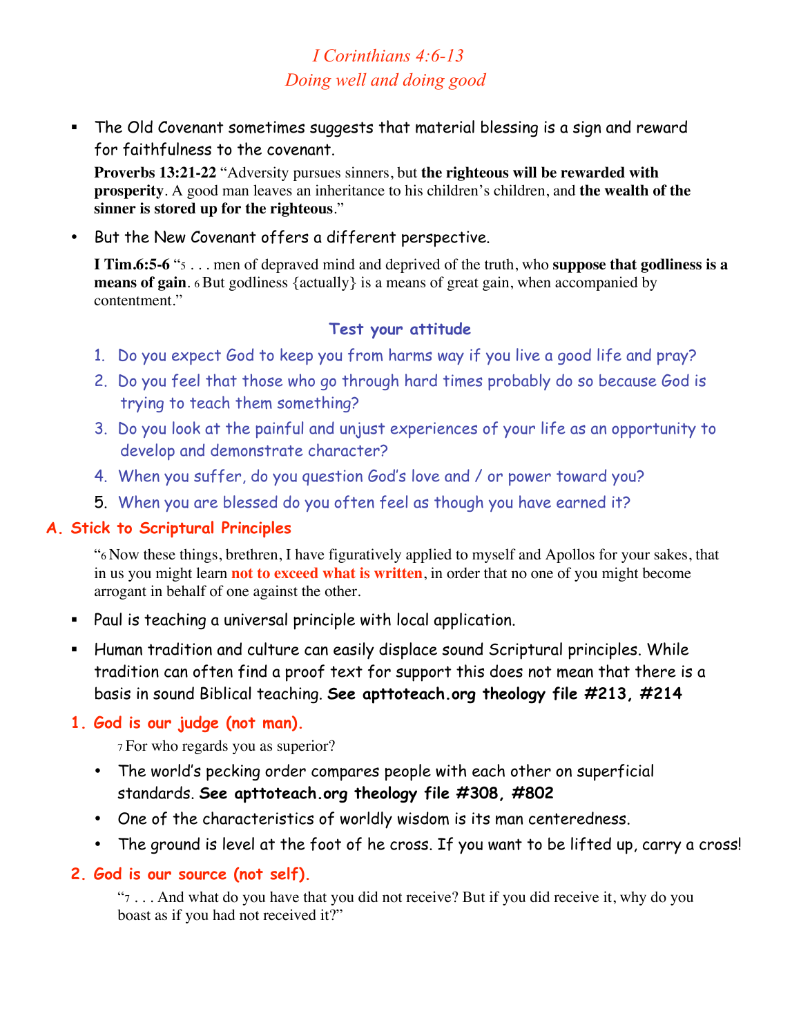# *I Corinthians 4:6-13*
## *Doing well and doing good*

- The Old Covenant sometimes suggests that material blessing is a sign and reward for faithfulness to the covenant.

  **Proverbs 13:21-22** "Adversity pursues sinners, but **the righteous will be rewarded with prosperity**. A good man leaves an inheritance to his children's children, and **the wealth of the sinner is stored up for the righteous**."

- But the New Covenant offers a different perspective.

  **I Tim.6:5-6** "5 . . . men of depraved mind and deprived of the truth, who **suppose that godliness is a means of gain**. 6 But godliness {actually} is a means of great gain, when accompanied by contentment."

### Test your attitude

1. Do you expect God to keep you from harms way if you live a good life and pray?
2. Do you feel that those who go through hard times probably do so because God is trying to teach them something?
3. Do you look at the painful and unjust experiences of your life as an opportunity to develop and demonstrate character?
4. When you suffer, do you question God's love and / or power toward you?
5. When you are blessed do you often feel as though you have earned it?

## A. Stick to Scriptural Principles

"6 Now these things, brethren, I have figuratively applied to myself and Apollos for your sakes, that in us you might learn **not to exceed what is written**, in order that no one of you might become arrogant in behalf of one against the other.

- Paul is teaching a universal principle with local application.
- Human tradition and culture can easily displace sound Scriptural principles. While tradition can often find a proof text for support this does not mean that there is a basis in sound Biblical teaching. **See apttoteach.org theology file #213, #214**

### 1. God is our judge (not man).

7 For who regards you as superior?

- The world's pecking order compares people with each other on superficial standards. **See apttoteach.org theology file #308, #802**
- One of the characteristics of worldly wisdom is its man centeredness.
- The ground is level at the foot of he cross. If you want to be lifted up, carry a cross!

### 2. God is our source (not self).

"7 . . . And what do you have that you did not receive? But if you did receive it, why do you boast as if you had not received it?"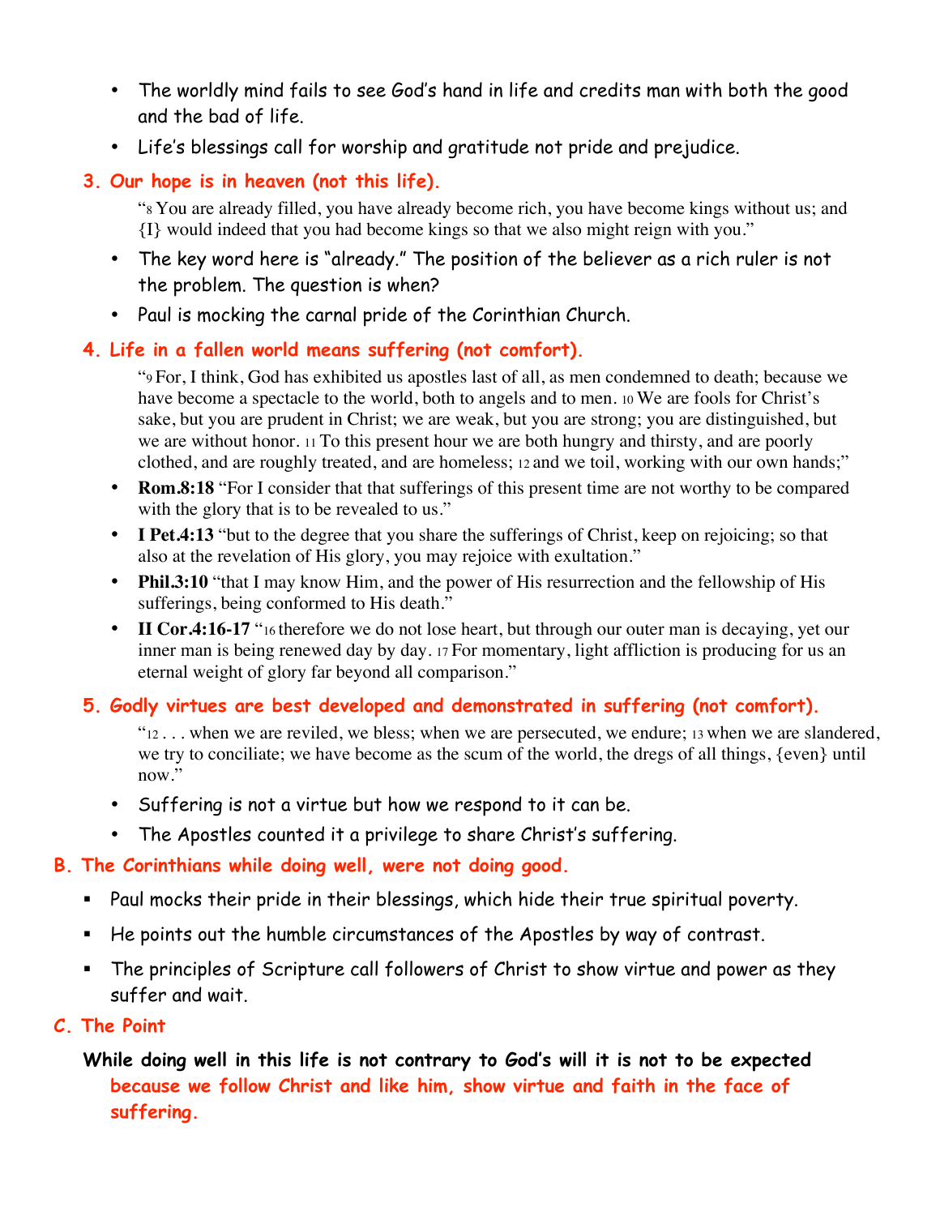- The worldly mind fails to see God's hand in life and credits man with both the good and the bad of life.
- Life's blessings call for worship and gratitude not pride and prejudice.

### 3. Our hope is in heaven (not this life).

> "8 You are already filled, you have already become rich, you have become kings without us; and {I} would indeed that you had become kings so that we also might reign with you."

- The key word here is "already." The position of the believer as a rich ruler is not the problem. The question is when?
- Paul is mocking the carnal pride of the Corinthian Church.

### 4. Life in a fallen world means suffering (not comfort).

> "9 For, I think, God has exhibited us apostles last of all, as men condemned to death; because we have become a spectacle to the world, both to angels and to men. 10 We are fools for Christ's sake, but you are prudent in Christ; we are weak, but you are strong; you are distinguished, but we are without honor. 11 To this present hour we are both hungry and thirsty, and are poorly clothed, and are roughly treated, and are homeless; 12 and we toil, working with our own hands;"

- **Rom.8:18** "For I consider that that sufferings of this present time are not worthy to be compared with the glory that is to be revealed to us."
- **I Pet.4:13** "but to the degree that you share the sufferings of Christ, keep on rejoicing; so that also at the revelation of His glory, you may rejoice with exultation."
- **Phil.3:10** "that I may know Him, and the power of His resurrection and the fellowship of His sufferings, being conformed to His death."
- **II Cor.4:16-17** "16 therefore we do not lose heart, but through our outer man is decaying, yet our inner man is being renewed day by day. 17 For momentary, light affliction is producing for us an eternal weight of glory far beyond all comparison."

### 5. Godly virtues are best developed and demonstrated in suffering (not comfort).

> "12 . . . when we are reviled, we bless; when we are persecuted, we endure; 13 when we are slandered, we try to conciliate; we have become as the scum of the world, the dregs of all things, {even} until now."

- Suffering is not a virtue but how we respond to it can be.
- The Apostles counted it a privilege to share Christ's suffering.

## B. The Corinthians while doing well, were not doing good.

- Paul mocks their pride in their blessings, which hide their true spiritual poverty.
- He points out the humble circumstances of the Apostles by way of contrast.
- The principles of Scripture call followers of Christ to show virtue and power as they suffer and wait.

## C. The Point

**While doing well in this life is not contrary to God's will it is not to be expected because we follow Christ and like him, show virtue and faith in the face of suffering.**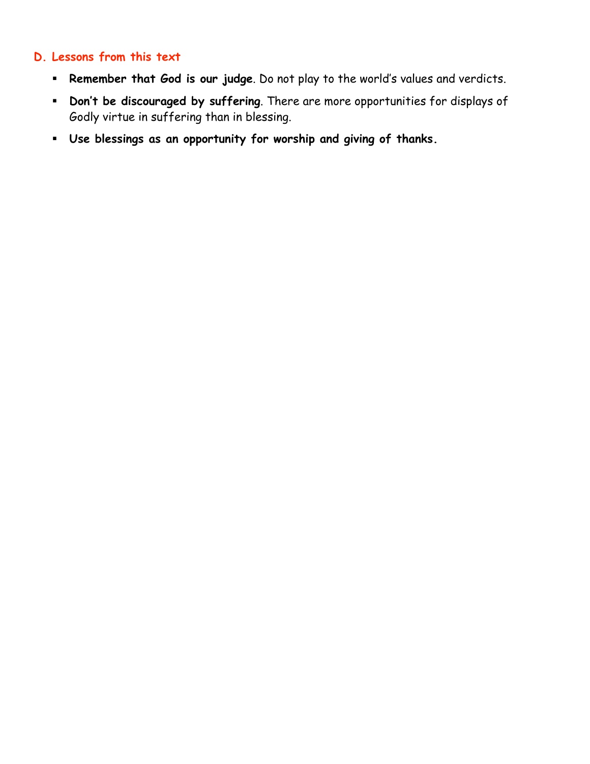## D. Lessons from this text

- **Remember that God is our judge**. Do not play to the world's values and verdicts.
- **Don't be discouraged by suffering**. There are more opportunities for displays of Godly virtue in suffering than in blessing.
- **Use blessings as an opportunity for worship and giving of thanks.**